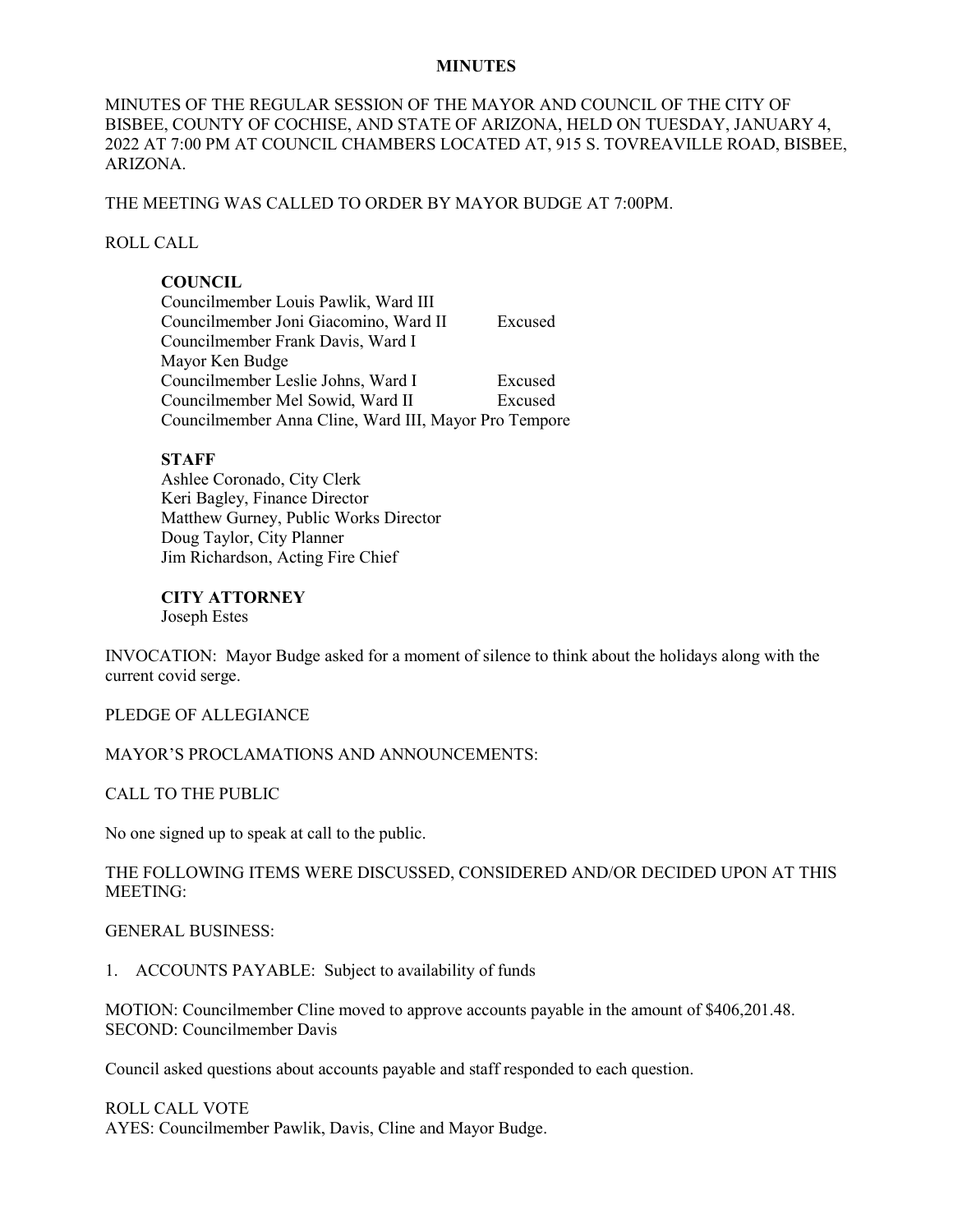**MINUTES**

MINUTES OF THE REGULAR SESSION OF THE MAYOR AND COUNCIL OF THE CITY OF BISBEE, COUNTY OF COCHISE, AND STATE OF ARIZONA, HELD ON TUESDAY, JANUARY 4, 2022 AT 7:00 PM AT COUNCIL CHAMBERS LOCATED AT, 915 S. TOVREAVILLE ROAD, BISBEE, ARIZONA.

THE MEETING WAS CALLED TO ORDER BY MAYOR BUDGE AT 7:00PM.

ROLL CALL

**COUNCIL**

Councilmember Louis Pawlik, Ward III
Councilmember Joni Giacomino, Ward II Excused
Councilmember Frank Davis, Ward I
Mayor Ken Budge
Councilmember Leslie Johns, Ward I Excused
Councilmember Mel Sowid, Ward II Excused
Councilmember Anna Cline, Ward III, Mayor Pro Tempore

**STAFF**

Ashlee Coronado, City Clerk
Keri Bagley, Finance Director
Matthew Gurney, Public Works Director
Doug Taylor, City Planner
Jim Richardson, Acting Fire Chief

**CITY ATTORNEY**

Joseph Estes

INVOCATION: Mayor Budge asked for a moment of silence to think about the holidays along with the current covid serge.

PLEDGE OF ALLEGIANCE

MAYOR'S PROCLAMATIONS AND ANNOUNCEMENTS:

CALL TO THE PUBLIC

No one signed up to speak at call to the public.

THE FOLLOWING ITEMS WERE DISCUSSED, CONSIDERED AND/OR DECIDED UPON AT THIS MEETING:

GENERAL BUSINESS:

1. ACCOUNTS PAYABLE: Subject to availability of funds

MOTION: Councilmember Cline moved to approve accounts payable in the amount of $406,201.48.
SECOND: Councilmember Davis

Council asked questions about accounts payable and staff responded to each question.

ROLL CALL VOTE
AYES: Councilmember Pawlik, Davis, Cline and Mayor Budge.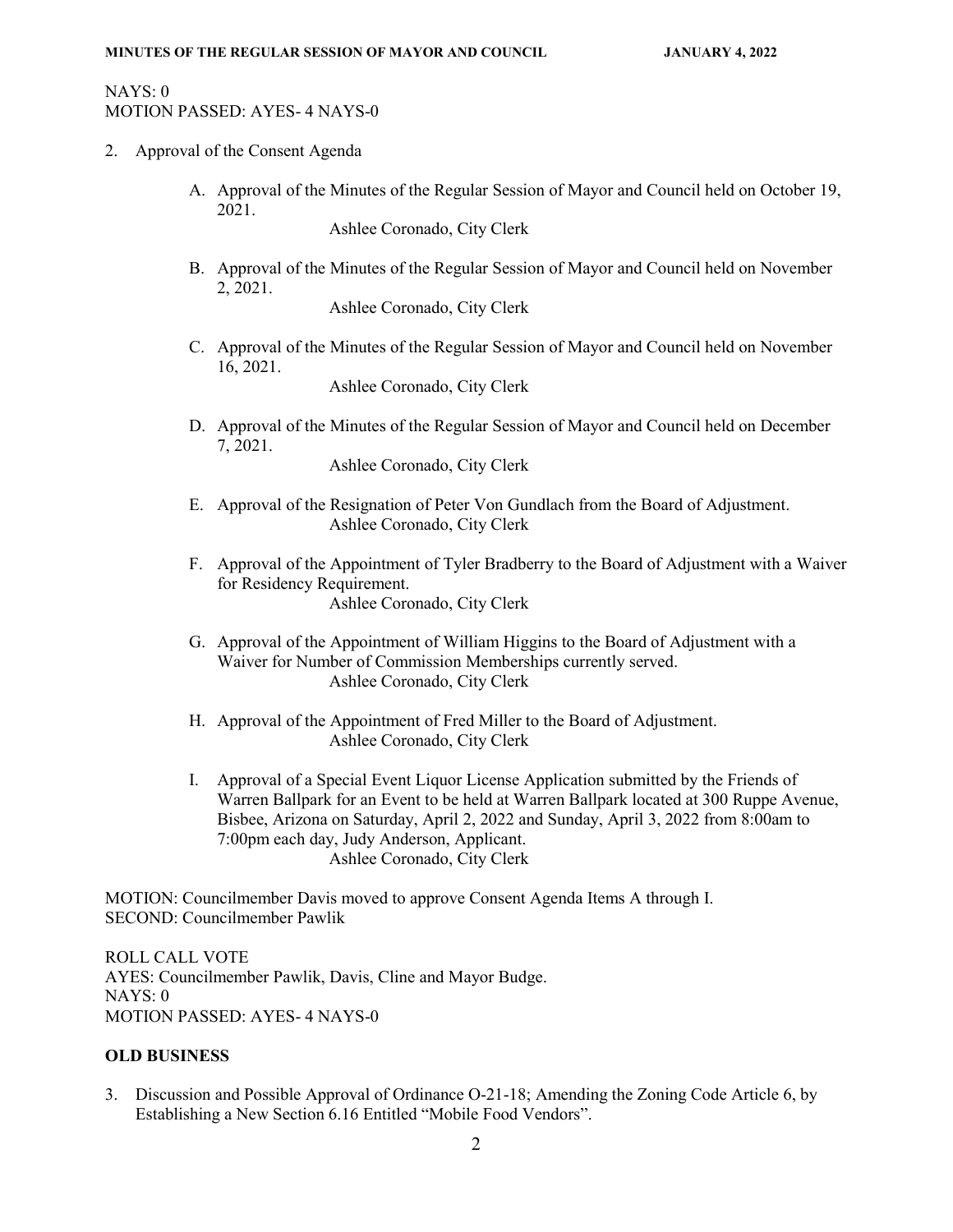NAYS: 0
MOTION PASSED: AYES- 4 NAYS-0

2. Approval of the Consent Agenda

   A. Approval of the Minutes of the Regular Session of Mayor and Council held on October 19, 2021.
      Ashlee Coronado, City Clerk

   B. Approval of the Minutes of the Regular Session of Mayor and Council held on November 2, 2021.
      Ashlee Coronado, City Clerk

   C. Approval of the Minutes of the Regular Session of Mayor and Council held on November 16, 2021.
      Ashlee Coronado, City Clerk

   D. Approval of the Minutes of the Regular Session of Mayor and Council held on December 7, 2021.
      Ashlee Coronado, City Clerk

   E. Approval of the Resignation of Peter Von Gundlach from the Board of Adjustment.
      Ashlee Coronado, City Clerk

   F. Approval of the Appointment of Tyler Bradberry to the Board of Adjustment with a Waiver for Residency Requirement.
      Ashlee Coronado, City Clerk

   G. Approval of the Appointment of William Higgins to the Board of Adjustment with a Waiver for Number of Commission Memberships currently served.
      Ashlee Coronado, City Clerk

   H. Approval of the Appointment of Fred Miller to the Board of Adjustment.
      Ashlee Coronado, City Clerk

   I. Approval of a Special Event Liquor License Application submitted by the Friends of Warren Ballpark for an Event to be held at Warren Ballpark located at 300 Ruppe Avenue, Bisbee, Arizona on Saturday, April 2, 2022 and Sunday, April 3, 2022 from 8:00am to 7:00pm each day, Judy Anderson, Applicant.
      Ashlee Coronado, City Clerk

MOTION: Councilmember Davis moved to approve Consent Agenda Items A through I.
SECOND: Councilmember Pawlik

ROLL CALL VOTE
AYES: Councilmember Pawlik, Davis, Cline and Mayor Budge.
NAYS: 0
MOTION PASSED: AYES- 4 NAYS-0

**OLD BUSINESS**

3. Discussion and Possible Approval of Ordinance O-21-18; Amending the Zoning Code Article 6, by Establishing a New Section 6.16 Entitled "Mobile Food Vendors".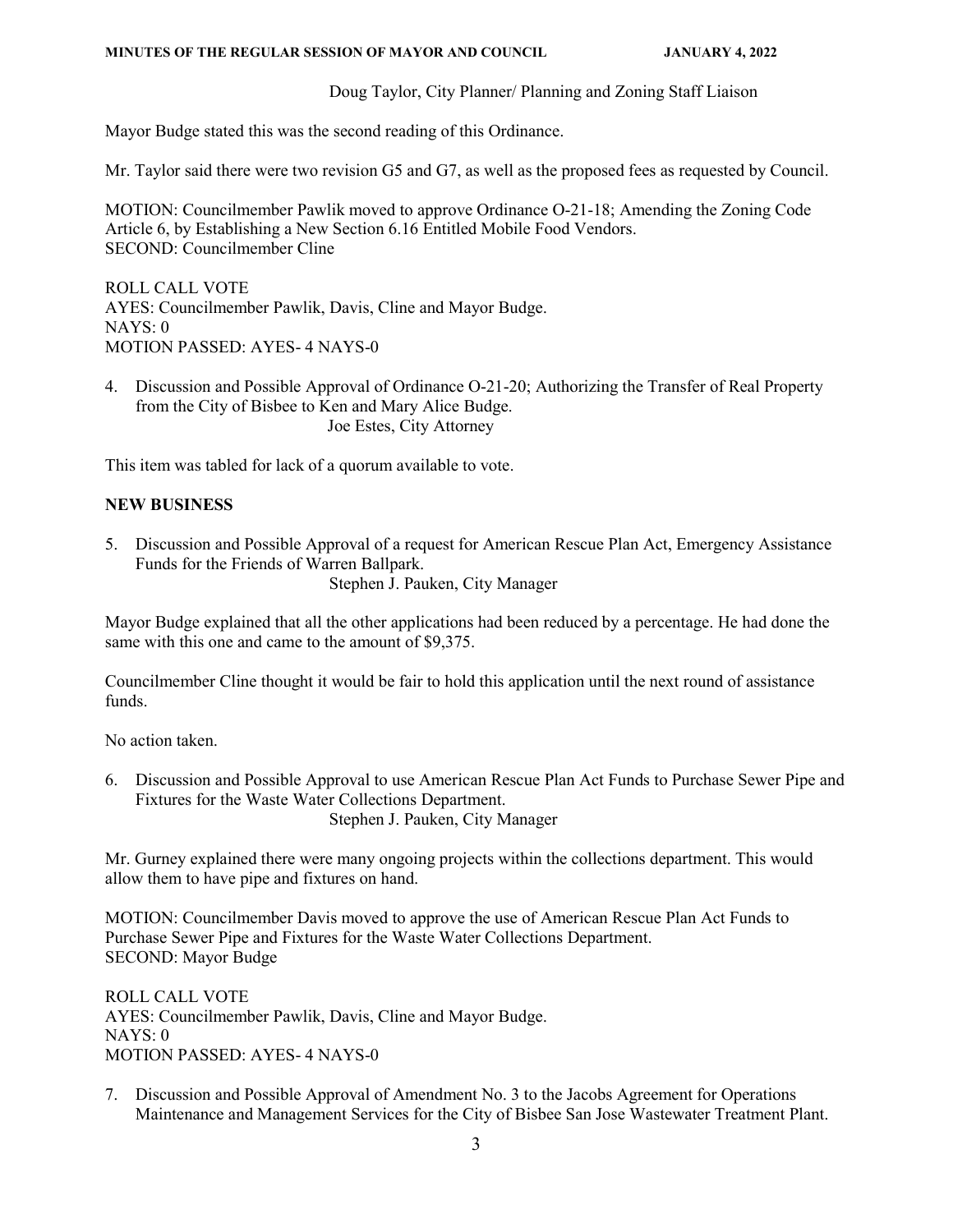Doug Taylor, City Planner/ Planning and Zoning Staff Liaison

Mayor Budge stated this was the second reading of this Ordinance.

Mr. Taylor said there were two revision G5 and G7, as well as the proposed fees as requested by Council.

MOTION: Councilmember Pawlik moved to approve Ordinance O-21-18; Amending the Zoning Code Article 6, by Establishing a New Section 6.16 Entitled Mobile Food Vendors.
SECOND: Councilmember Cline

ROLL CALL VOTE
AYES: Councilmember Pawlik, Davis, Cline and Mayor Budge.
NAYS: 0
MOTION PASSED: AYES- 4 NAYS-0

4. Discussion and Possible Approval of Ordinance O-21-20; Authorizing the Transfer of Real Property from the City of Bisbee to Ken and Mary Alice Budge.
   Joe Estes, City Attorney

This item was tabled for lack of a quorum available to vote.

**NEW BUSINESS**

5. Discussion and Possible Approval of a request for American Rescue Plan Act, Emergency Assistance Funds for the Friends of Warren Ballpark.
   Stephen J. Pauken, City Manager

Mayor Budge explained that all the other applications had been reduced by a percentage. He had done the same with this one and came to the amount of $9,375.

Councilmember Cline thought it would be fair to hold this application until the next round of assistance funds.

No action taken.

6. Discussion and Possible Approval to use American Rescue Plan Act Funds to Purchase Sewer Pipe and Fixtures for the Waste Water Collections Department.
   Stephen J. Pauken, City Manager

Mr. Gurney explained there were many ongoing projects within the collections department. This would allow them to have pipe and fixtures on hand.

MOTION: Councilmember Davis moved to approve the use of American Rescue Plan Act Funds to Purchase Sewer Pipe and Fixtures for the Waste Water Collections Department.
SECOND: Mayor Budge

ROLL CALL VOTE
AYES: Councilmember Pawlik, Davis, Cline and Mayor Budge.
NAYS: 0
MOTION PASSED: AYES- 4 NAYS-0

7. Discussion and Possible Approval of Amendment No. 3 to the Jacobs Agreement for Operations Maintenance and Management Services for the City of Bisbee San Jose Wastewater Treatment Plant.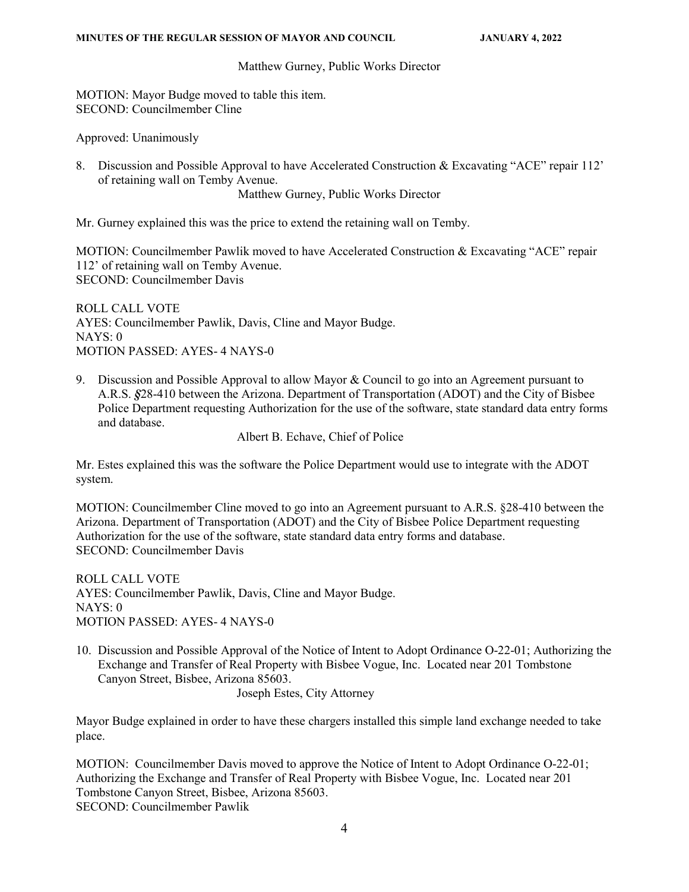Matthew Gurney, Public Works Director

MOTION: Mayor Budge moved to table this item.
SECOND: Councilmember Cline

Approved: Unanimously

8. Discussion and Possible Approval to have Accelerated Construction & Excavating "ACE" repair 112' of retaining wall on Temby Avenue.

   Matthew Gurney, Public Works Director

Mr. Gurney explained this was the price to extend the retaining wall on Temby.

MOTION: Councilmember Pawlik moved to have Accelerated Construction & Excavating "ACE" repair 112' of retaining wall on Temby Avenue.
SECOND: Councilmember Davis

ROLL CALL VOTE
AYES: Councilmember Pawlik, Davis, Cline and Mayor Budge.
NAYS: 0
MOTION PASSED: AYES- 4 NAYS-0

9. Discussion and Possible Approval to allow Mayor & Council to go into an Agreement pursuant to A.R.S. §28-410 between the Arizona. Department of Transportation (ADOT) and the City of Bisbee Police Department requesting Authorization for the use of the software, state standard data entry forms and database.

   Albert B. Echave, Chief of Police

Mr. Estes explained this was the software the Police Department would use to integrate with the ADOT system.

MOTION: Councilmember Cline moved to go into an Agreement pursuant to A.R.S. §28-410 between the Arizona. Department of Transportation (ADOT) and the City of Bisbee Police Department requesting Authorization for the use of the software, state standard data entry forms and database.
SECOND: Councilmember Davis

ROLL CALL VOTE
AYES: Councilmember Pawlik, Davis, Cline and Mayor Budge.
NAYS: 0
MOTION PASSED: AYES- 4 NAYS-0

10. Discussion and Possible Approval of the Notice of Intent to Adopt Ordinance O-22-01; Authorizing the Exchange and Transfer of Real Property with Bisbee Vogue, Inc. Located near 201 Tombstone Canyon Street, Bisbee, Arizona 85603.

    Joseph Estes, City Attorney

Mayor Budge explained in order to have these chargers installed this simple land exchange needed to take place.

MOTION: Councilmember Davis moved to approve the Notice of Intent to Adopt Ordinance O-22-01; Authorizing the Exchange and Transfer of Real Property with Bisbee Vogue, Inc. Located near 201 Tombstone Canyon Street, Bisbee, Arizona 85603.
SECOND: Councilmember Pawlik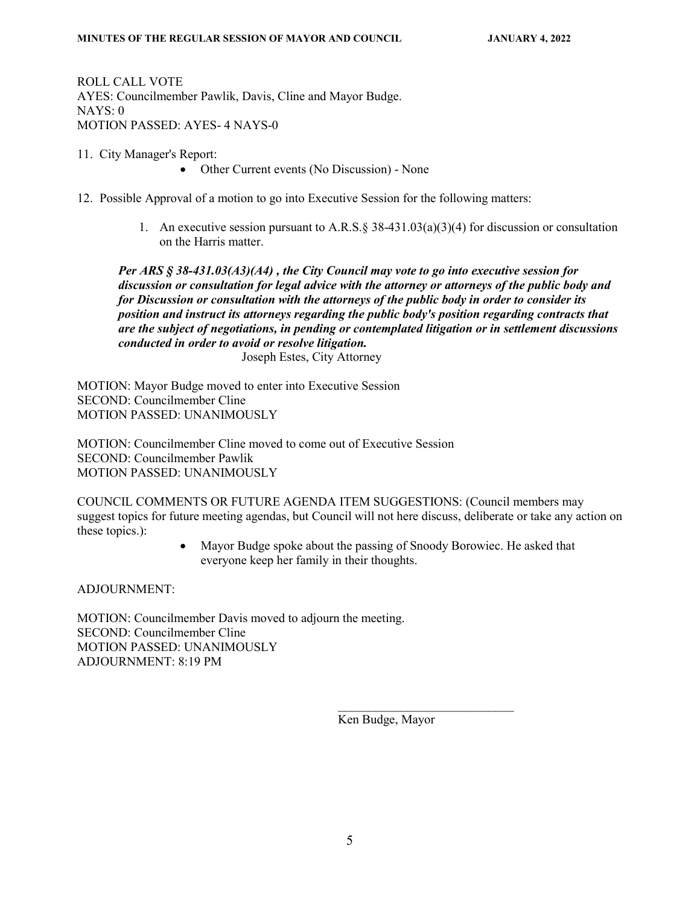ROLL CALL VOTE
AYES: Councilmember Pawlik, Davis, Cline and Mayor Budge.
NAYS: 0
MOTION PASSED: AYES- 4 NAYS-0

11. City Manager's Report:
    - Other Current events (No Discussion) - None

12. Possible Approval of a motion to go into Executive Session for the following matters:

    1. An executive session pursuant to A.R.S.§ 38-431.03(a)(3)(4) for discussion or consultation on the Harris matter.

***Per ARS § 38-431.03(A3)(A4) , the City Council may vote to go into executive session for discussion or consultation for legal advice with the attorney or attorneys of the public body and for Discussion or consultation with the attorneys of the public body in order to consider its position and instruct its attorneys regarding the public body's position regarding contracts that are the subject of negotiations, in pending or contemplated litigation or in settlement discussions conducted in order to avoid or resolve litigation.***

Joseph Estes, City Attorney

MOTION: Mayor Budge moved to enter into Executive Session
SECOND: Councilmember Cline
MOTION PASSED: UNANIMOUSLY

MOTION: Councilmember Cline moved to come out of Executive Session
SECOND: Councilmember Pawlik
MOTION PASSED: UNANIMOUSLY

COUNCIL COMMENTS OR FUTURE AGENDA ITEM SUGGESTIONS: (Council members may suggest topics for future meeting agendas, but Council will not here discuss, deliberate or take any action on these topics.):

- Mayor Budge spoke about the passing of Snoody Borowiec. He asked that everyone keep her family in their thoughts.

ADJOURNMENT:

MOTION: Councilmember Davis moved to adjourn the meeting.
SECOND: Councilmember Cline
MOTION PASSED: UNANIMOUSLY
ADJOURNMENT: 8:19 PM

_____________________________
Ken Budge, Mayor